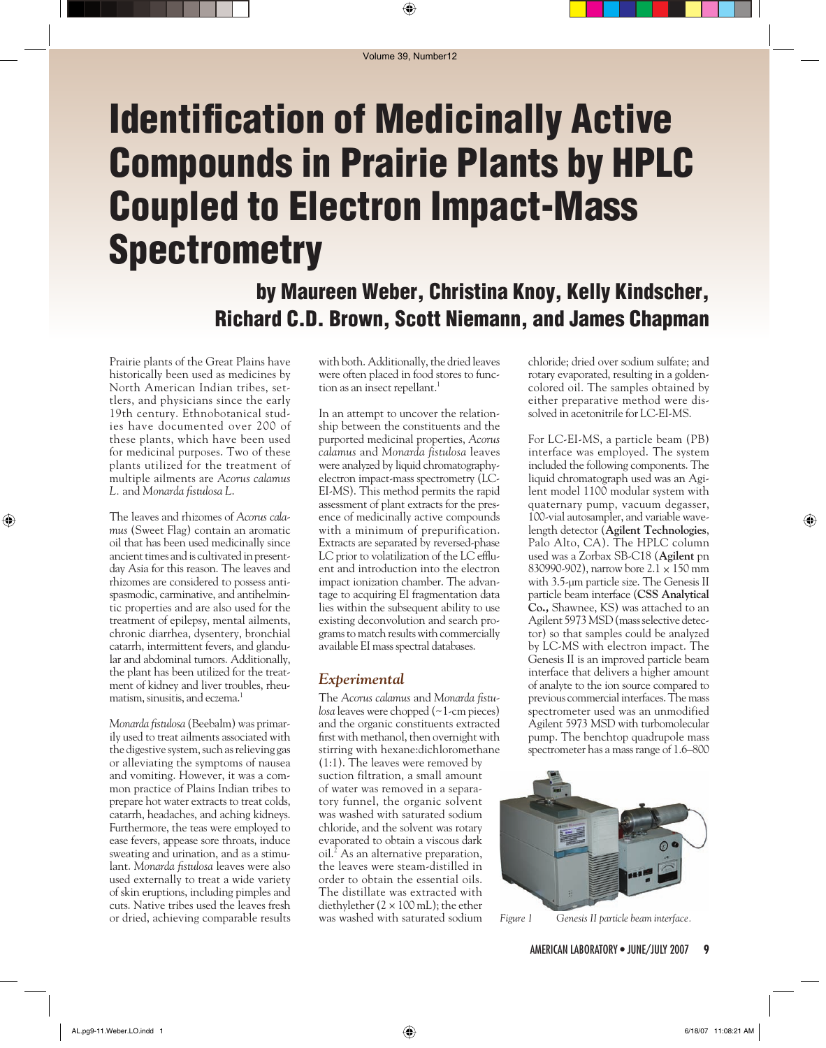# Identification of Medicinally Active Compounds in Prairie Plants by HPLC Coupled to Electron Impact-Mass Spectrometry

**by Maureen Weber, Christina Knoy, Kelly Kindscher, Richard C.D. Brown, Scott Niemann, and James Chapman**

Prairie plants of the Great Plains have historically been used as medicines by North American Indian tribes, settlers, and physicians since the early 19th century. Ethnobotanical studies have documented over 200 of these plants, which have been used for medicinal purposes. Two of these plants utilized for the treatment of multiple ailments are *Acorus calamus L.* and *Monarda fistulosa L.*

The leaves and rhizomes of *Acorus calamus* (Sweet Flag) contain an aromatic oil that has been used medicinally since ancient times and is cultivated in present-day Asia for this reason. The leaves and rhizomes are considered to possess antispasmodic, carminative, and antihelmintic properties and are also used for the treatment of epilepsy, mental ailments, chronic diarrhea, dysentery, bronchial catarrh, intermittent fevers, and glandular and abdominal tumors. Additionally, the plant has been utilized for the treatment of kidney and liver troubles, rheumatism, sinusitis, and eczema.[1]

*Monarda fistulosa* (Beebalm) was primarily used to treat ailments associated with the digestive system, such as relieving gas or alleviating the symptoms of nausea and vomiting. However, it was a common practice of Plains Indian tribes to prepare hot water extracts to treat colds, catarrh, headaches, and aching kidneys. Furthermore, the teas were employed to ease fevers, appease sore throats, induce sweating and urination, and as a stimulant. *Monarda fistulosa* leaves were also used externally to treat a wide variety of skin eruptions, including pimples and cuts. Native tribes used the leaves fresh or dried, achieving comparable results with both. Additionally, the dried leaves were often placed in food stores to function as an insect repellant.[1]

In an attempt to uncover the relationship between the constituents and the purported medicinal properties, *Acorus calamus* and *Monarda fistulosa* leaves were analyzed by liquid chromatography-electron impact-mass spectrometry (LC-EI-MS). This method permits the rapid assessment of plant extracts for the presence of medicinally active compounds with a minimum of prepurification. Extracts are separated by reversed-phase LC prior to volatilization of the LC effluent and introduction into the electron impact ionization chamber. The advantage to acquiring EI fragmentation data lies within the subsequent ability to use existing deconvolution and search programs to match results with commercially available EI mass spectral databases.

## *Experimental*

The *Acorus calamus* and *Monarda fistulosa* leaves were chopped (~1-cm pieces) and the organic constituents extracted first with methanol, then overnight with stirring with hexane:dichloromethane (1:1). The leaves were removed by suction filtration, a small amount of water was removed in a separatory funnel, the organic solvent was washed with saturated sodium chloride, and the solvent was rotary evaporated to obtain a viscous dark oil.[2] As an alternative preparation, the leaves were steam-distilled in order to obtain the essential oils. The distillate was extracted with diethylether ($2 \times 100$ mL); the ether was washed with saturated sodium chloride; dried over sodium sulfate; and rotary evaporated, resulting in a golden-colored oil. The samples obtained by either preparative method were dissolved in acetonitrile for LC-EI-MS.

For LC-EI-MS, a particle beam (PB) interface was employed. The system included the following components. The liquid chromatograph used was an Agilent model 1100 modular system with quaternary pump, vacuum degasser, 100-vial autosampler, and variable wavelength detector (**Agilent Technologies**, Palo Alto, CA). The HPLC column used was a Zorbax SB-C18 (**Agilent** pn 830990-902), narrow bore $2.1 \times 150$ mm with 3.5-µm particle size. The Genesis II particle beam interface (**CSS Analytical Co.,** Shawnee, KS) was attached to an Agilent 5973 MSD (mass selective detector) so that samples could be analyzed by LC-MS with electron impact. The Genesis II is an improved particle beam interface that delivers a higher amount of analyte to the ion source compared to previous commercial interfaces. The mass spectrometer used was an unmodified Agilent 5973 MSD with turbomolecular pump. The benchtop quadrupole mass spectrometer has a mass range of 1.6–800

*Figure 1* Genesis II particle beam interface.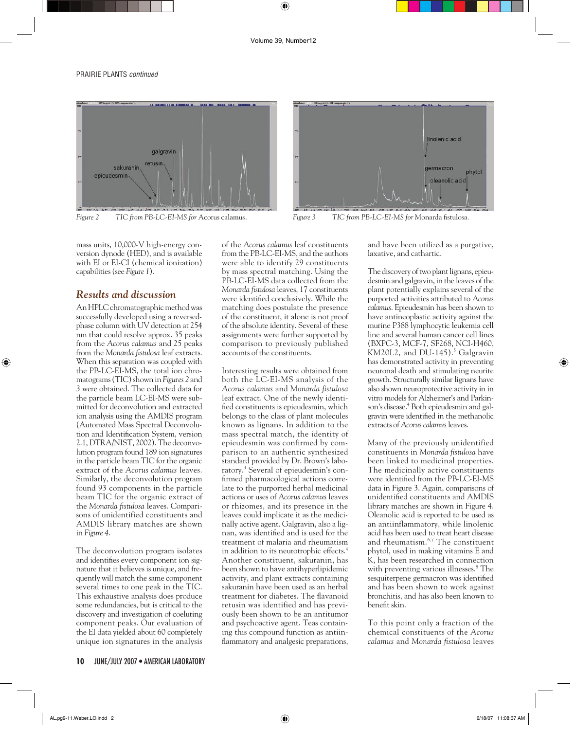*Figure 2* TIC from PB-LC-EI-MS for *Acorus calamus*.

*Figure 3* TIC from PB-LC-EI-MS for *Monarda fistulosa*.

mass units, 10,000-V high-energy conversion dynode (HED), and is available with EI or EI-CI (chemical ionization) capabilities (see *Figure 1*).

## Results and discussion

An HPLC chromatographic method was successfully developed using a reversed-phase column with UV detection at 254 nm that could resolve approx. 35 peaks from the *Acorus calamus* and 25 peaks from the *Monarda fistulosa* leaf extracts. When this separation was coupled with the PB-LC-EI-MS, the total ion chromatograms (TIC) shown in *Figures 2* and *3* were obtained. The collected data for the particle beam LC-EI-MS were submitted for deconvolution and extracted ion analysis using the AMDIS program (Automated Mass Spectral Deconvolution and Identification System, version 2.1, DTRA/NIST, 2002). The deconvolution program found 189 ion signatures in the particle beam TIC for the organic extract of the *Acorus calamus* leaves. Similarly, the deconvolution program found 93 components in the particle beam TIC for the organic extract of the *Monarda fistulosa* leaves. Comparisons of unidentified constituents and AMDIS library matches are shown in *Figure 4*.

The deconvolution program isolates and identifies every component ion signature that it believes is unique, and frequently will match the same component several times to one peak in the TIC. This exhaustive analysis does produce some redundancies, but is critical to the discovery and investigation of coeluting component peaks. Our evaluation of the EI data yielded about 60 completely unique ion signatures in the analysis of the *Acorus calamus* leaf constituents from the PB-LC-EI-MS, and the authors were able to identify 29 constituents by mass spectral matching. Using the PB-LC-EI-MS data collected from the *Monarda fistulosa* leaves, 17 constituents were identified conclusively. While the matching does postulate the presence of the constituent, it alone is not proof of the absolute identity. Several of these assignments were further supported by comparison to previously published accounts of the constituents.

Interesting results were obtained from both the LC-EI-MS analysis of the *Acorus calamus* and *Monarda fistulosa* leaf extract. One of the newly identified constituents is epieudesmin, which belongs to the class of plant molecules known as lignans. In addition to the mass spectral match, the identity of epieudesmin was confirmed by comparison to an authentic synthesized standard provided by Dr. Brown's laboratory.[3] Several of epieudesmin's confirmed pharmacological actions correlate to the purported herbal medicinal actions or uses of *Acorus calamus* leaves or rhizomes, and its presence in the leaves could implicate it as the medicinally active agent. Galgravin, also a lignan, was identified and is used for the treatment of malaria and rheumatism in addition to its neurotrophic effects.[4] Another constituent, sakuranin, has been shown to have antihyperlipidemic activity, and plant extracts containing sakuranin have been used as an herbal treatment for diabetes. The flavanoid retusin was identified and has previously been shown to be an antitumor and psychoactive agent. Teas containing this compound function as antiinflammatory and analgesic preparations, and have been utilized as a purgative, laxative, and cathartic.

The discovery of two plant lignans, epieudesmin and galgravin, in the leaves of the plant potentially explains several of the purported activities attributed to *Acorus calamus*. Epieudesmin has been shown to have antineoplastic activity against the murine P388 lymphocytic leukemia cell line and several human cancer cell lines (BXPC-3, MCF-7, SF268, NCI-H460, KM20L2, and DU-145).[5] Galgravin has demonstrated activity in preventing neuronal death and stimulating neurite growth. Structurally similar lignans have also shown neuroprotective activity in in vitro models for Alzheimer's and Parkinson's disease.[4] Both epieudesmin and galgravin were identified in the methanolic extracts of *Acorus calamus* leaves.

Many of the previously unidentified constituents in *Monarda fistulosa* have been linked to medicinal properties. The medicinally active constituents were identified from the PB-LC-EI-MS data in Figure 3. Again, comparisons of unidentified constituents and AMDIS library matches are shown in Figure 4. Oleanolic acid is reported to be used as an antiinflammatory, while linolenic acid has been used to treat heart disease and rheumatism.[6,7] The constituent phytol, used in making vitamins E and K, has been researched in connection with preventing various illnesses.[8] The sesquiterpene germacron was identified and has been shown to work against bronchitis, and has also been known to benefit skin.

To this point only a fraction of the chemical constituents of the *Acorus calamus* and *Monarda fistulosa* leaves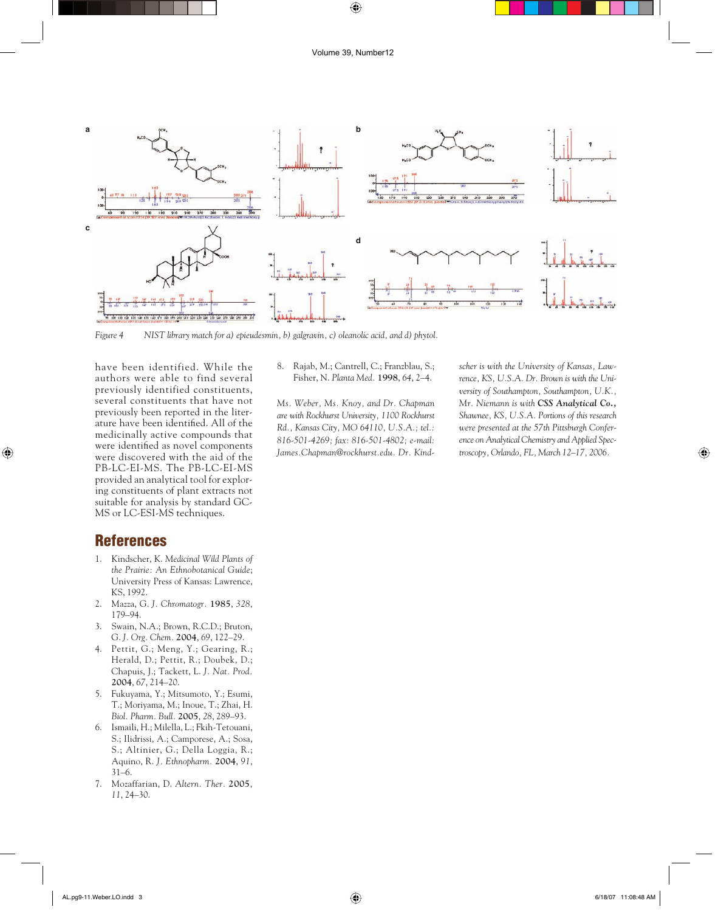Figure 4 NIST library match for a) epieudesmin, b) galgravin, c) oleanolic acid, and d) phytol.

have been identified. While the authors were able to find several previously identified constituents, several constituents that have not previously been reported in the literature have been identified. All of the medicinally active compounds that were identified as novel components were discovered with the aid of the PB-LC-EI-MS. The PB-LC-EI-MS provided an analytical tool for exploring constituents of plant extracts not suitable for analysis by standard GC-MS or LC-ESI-MS techniques.

## References

1. Kindscher, K. *Medicinal Wild Plants of the Prairie: An Ethnobotanical Guide*; University Press of Kansas: Lawrence, KS, 1992.
2. Mazza, G. *J. Chromatogr*. **1985**, *328*, 179–94.
3. Swain, N.A.; Brown, R.C.D.; Bruton, G. *J. Org. Chem*. **2004**, *69*, 122–29.
4. Pettit, G.; Meng, Y.; Gearing, R.; Herald, D.; Pettit, R.; Doubek, D.; Chapuis, J.; Tackett, L. *J. Nat. Prod*. **2004**, *67*, 214–20.
5. Fukuyama, Y.; Mitsumoto, Y.; Esumi, T.; Moriyama, M.; Inoue, T.; Zhai, H. *Biol. Pharm. Bull*. **2005**, *28*, 289–93.
6. Ismaili, H.; Milella, L.; Fkih-Tetouani, S.; Ilidrissi, A.; Camporese, A.; Sosa, S.; Altinier, G.; Della Loggia, R.; Aquino, R. *J. Ethnopharm*. **2004**, *91*, 31–6.
7. Mozaffarian, D. *Altern. Ther*. **2005**, *11*, 24–30.
8. Rajab, M.; Cantrell, C.; Franzblau, S.; Fisher, N. *Planta Med*. **1998**, *64*, 2–4.

*Ms. Weber, Ms. Knoy, and Dr. Chapman are with Rockhurst University, 1100 Rockhurst Rd., Kansas City, MO 64110, U.S.A.; tel.: 816-501-4269; fax: 816-501-4802; e-mail: James.Chapman@rockhurst.edu. Dr. Kindscher is with the University of Kansas, Lawrence, KS, U.S.A. Dr. Brown is with the University of Southampton, Southampton, U.K., Mr. Niemann is with* ***CSS Analytical Co.,*** *Shawnee, KS, U.S.A. Portions of this research were presented at the 57th Pittsburgh Conference on Analytical Chemistry and Applied Spectroscopy, Orlando, FL, March 12–17, 2006.*